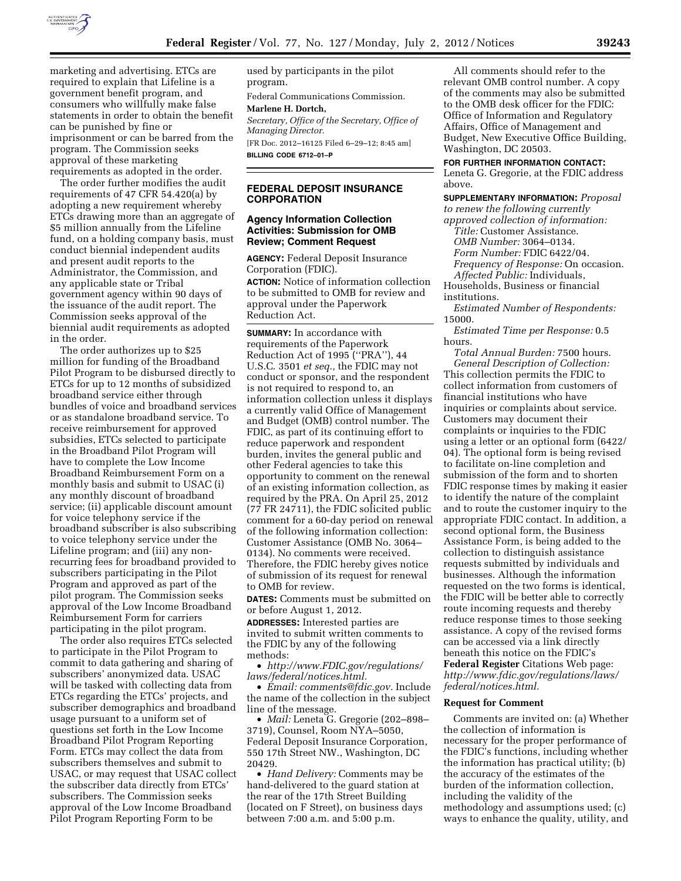marketing and advertising. ETCs are required to explain that Lifeline is a government benefit program, and consumers who willfully make false statements in order to obtain the benefit can be punished by fine or imprisonment or can be barred from the program. The Commission seeks approval of these marketing requirements as adopted in the order.

The order further modifies the audit requirements of 47 CFR 54.420(a) by adopting a new requirement whereby ETCs drawing more than an aggregate of $5 million annually from the Lifeline fund, on a holding company basis, must conduct biennial independent audits and present audit reports to the Administrator, the Commission, and any applicable state or Tribal government agency within 90 days of the issuance of the audit report. The Commission seeks approval of the biennial audit requirements as adopted in the order.

The order authorizes up to $25 million for funding of the Broadband Pilot Program to be disbursed directly to ETCs for up to 12 months of subsidized broadband service either through bundles of voice and broadband services or as standalone broadband service. To receive reimbursement for approved subsidies, ETCs selected to participate in the Broadband Pilot Program will have to complete the Low Income Broadband Reimbursement Form on a monthly basis and submit to USAC (i) any monthly discount of broadband service; (ii) applicable discount amount for voice telephony service if the broadband subscriber is also subscribing to voice telephony service under the Lifeline program; and (iii) any non-recurring fees for broadband provided to subscribers participating in the Pilot Program and approved as part of the pilot program. The Commission seeks approval of the Low Income Broadband Reimbursement Form for carriers participating in the pilot program.

The order also requires ETCs selected to participate in the Pilot Program to commit to data gathering and sharing of subscribers' anonymized data. USAC will be tasked with collecting data from ETCs regarding the ETCs' projects, and subscriber demographics and broadband usage pursuant to a uniform set of questions set forth in the Low Income Broadband Pilot Program Reporting Form. ETCs may collect the data from subscribers themselves and submit to USAC, or may request that USAC collect the subscriber data directly from ETCs' subscribers. The Commission seeks approval of the Low Income Broadband Pilot Program Reporting Form to be used by participants in the pilot program.

Federal Communications Commission.

**Marlene H. Dortch,**

*Secretary, Office of the Secretary, Office of Managing Director.*

[FR Doc. 2012–16125 Filed 6–29–12; 8:45 am]

**BILLING CODE 6712–01–P**

## FEDERAL DEPOSIT INSURANCE CORPORATION

### Agency Information Collection Activities: Submission for OMB Review; Comment Request

**AGENCY:** Federal Deposit Insurance Corporation (FDIC).

**ACTION:** Notice of information collection to be submitted to OMB for review and approval under the Paperwork Reduction Act.

**SUMMARY:** In accordance with requirements of the Paperwork Reduction Act of 1995 (''PRA''), 44 U.S.C. 3501 *et seq.,* the FDIC may not conduct or sponsor, and the respondent is not required to respond to, an information collection unless it displays a currently valid Office of Management and Budget (OMB) control number. The FDIC, as part of its continuing effort to reduce paperwork and respondent burden, invites the general public and other Federal agencies to take this opportunity to comment on the renewal of an existing information collection, as required by the PRA. On April 25, 2012 (77 FR 24711), the FDIC solicited public comment for a 60-day period on renewal of the following information collection: Customer Assistance (OMB No. 3064–0134). No comments were received. Therefore, the FDIC hereby gives notice of submission of its request for renewal to OMB for review.

**DATES:** Comments must be submitted on or before August 1, 2012.

**ADDRESSES:** Interested parties are invited to submit written comments to the FDIC by any of the following methods:

- *http://www.FDIC.gov/regulations/laws/federal/notices.html.*
- *Email: comments@fdic.gov.* Include the name of the collection in the subject line of the message.
- *Mail:* Leneta G. Gregorie (202–898–3719), Counsel, Room NYA–5050, Federal Deposit Insurance Corporation, 550 17th Street NW., Washington, DC 20429.
- *Hand Delivery:* Comments may be hand-delivered to the guard station at the rear of the 17th Street Building (located on F Street), on business days between 7:00 a.m. and 5:00 p.m.

All comments should refer to the relevant OMB control number. A copy of the comments may also be submitted to the OMB desk officer for the FDIC: Office of Information and Regulatory Affairs, Office of Management and Budget, New Executive Office Building, Washington, DC 20503.

**FOR FURTHER INFORMATION CONTACT:** Leneta G. Gregorie, at the FDIC address above.

**SUPPLEMENTARY INFORMATION:** *Proposal to renew the following currently approved collection of information:*

*Title:* Customer Assistance.

*OMB Number:* 3064–0134.

*Form Number:* FDIC 6422/04.

*Frequency of Response:* On occasion.

*Affected Public:* Individuals, Households, Business or financial institutions.

*Estimated Number of Respondents:* 15000.

*Estimated Time per Response:* 0.5 hours.

*Total Annual Burden:* 7500 hours.

*General Description of Collection:* This collection permits the FDIC to collect information from customers of financial institutions who have inquiries or complaints about service. Customers may document their complaints or inquiries to the FDIC using a letter or an optional form (6422/04). The optional form is being revised to facilitate on-line completion and submission of the form and to shorten FDIC response times by making it easier to identify the nature of the complaint and to route the customer inquiry to the appropriate FDIC contact. In addition, a second optional form, the Business Assistance Form, is being added to the collection to distinguish assistance requests submitted by individuals and businesses. Although the information requested on the two forms is identical, the FDIC will be better able to correctly route incoming requests and thereby reduce response times to those seeking assistance. A copy of the revised forms can be accessed via a link directly beneath this notice on the FDIC's **Federal Register** Citations Web page: *http://www.fdic.gov/regulations/laws/federal/notices.html.*

#### Request for Comment

Comments are invited on: (a) Whether the collection of information is necessary for the proper performance of the FDIC's functions, including whether the information has practical utility; (b) the accuracy of the estimates of the burden of the information collection, including the validity of the methodology and assumptions used; (c) ways to enhance the quality, utility, and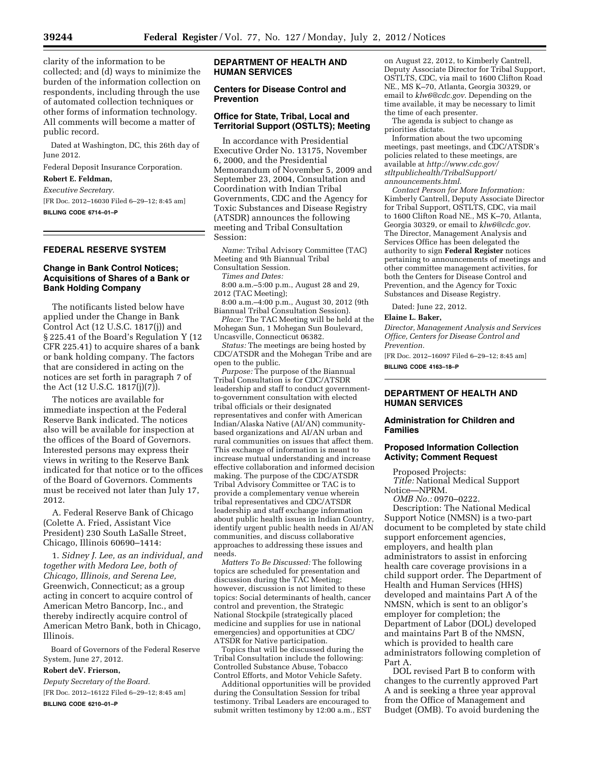clarity of the information to be collected; and (d) ways to minimize the burden of the information collection on respondents, including through the use of automated collection techniques or other forms of information technology. All comments will become a matter of public record.

Dated at Washington, DC, this 26th day of June 2012.

Federal Deposit Insurance Corporation.

**Robert E. Feldman,**

*Executive Secretary.*

[FR Doc. 2012–16030 Filed 6–29–12; 8:45 am]

**BILLING CODE 6714–01–P**

## FEDERAL RESERVE SYSTEM

### Change in Bank Control Notices; Acquisitions of Shares of a Bank or Bank Holding Company

The notificants listed below have applied under the Change in Bank Control Act (12 U.S.C. 1817(j)) and § 225.41 of the Board's Regulation Y (12 CFR 225.41) to acquire shares of a bank or bank holding company. The factors that are considered in acting on the notices are set forth in paragraph 7 of the Act (12 U.S.C. 1817(j)(7)).

The notices are available for immediate inspection at the Federal Reserve Bank indicated. The notices also will be available for inspection at the offices of the Board of Governors. Interested persons may express their views in writing to the Reserve Bank indicated for that notice or to the offices of the Board of Governors. Comments must be received not later than July 17, 2012.

A. Federal Reserve Bank of Chicago (Colette A. Fried, Assistant Vice President) 230 South LaSalle Street, Chicago, Illinois 60690–1414:

1. *Sidney J. Lee, as an individual, and together with Medora Lee, both of Chicago, Illinois, and Serena Lee,* Greenwich, Connecticut; as a group acting in concert to acquire control of American Metro Bancorp, Inc., and thereby indirectly acquire control of American Metro Bank, both in Chicago, Illinois.

Board of Governors of the Federal Reserve System, June 27, 2012.

**Robert deV. Frierson,**

*Deputy Secretary of the Board.*

[FR Doc. 2012–16122 Filed 6–29–12; 8:45 am]

**BILLING CODE 6210–01–P**

## DEPARTMENT OF HEALTH AND HUMAN SERVICES

### Centers for Disease Control and Prevention

### Office for State, Tribal, Local and Territorial Support (OSTLTS); Meeting

In accordance with Presidential Executive Order No. 13175, November 6, 2000, and the Presidential Memorandum of November 5, 2009 and September 23, 2004, Consultation and Coordination with Indian Tribal Governments, CDC and the Agency for Toxic Substances and Disease Registry (ATSDR) announces the following meeting and Tribal Consultation Session:

*Name:* Tribal Advisory Committee (TAC) Meeting and 9th Biannual Tribal Consultation Session.

*Times and Dates:*

8:00 a.m.–5:00 p.m., August 28 and 29, 2012 (TAC Meeting);

8:00 a.m.–4:00 p.m., August 30, 2012 (9th Biannual Tribal Consultation Session).

*Place:* The TAC Meeting will be held at the Mohegan Sun, 1 Mohegan Sun Boulevard, Uncasville, Connecticut 06382.

*Status:* The meetings are being hosted by CDC/ATSDR and the Mohegan Tribe and are open to the public.

*Purpose:* The purpose of the Biannual Tribal Consultation is for CDC/ATSDR leadership and staff to conduct government-to-government consultation with elected tribal officials or their designated representatives and confer with American Indian/Alaska Native (AI/AN) community-based organizations and AI/AN urban and rural communities on issues that affect them. This exchange of information is meant to increase mutual understanding and increase effective collaboration and informed decision making. The purpose of the CDC/ATSDR Tribal Advisory Committee or TAC is to provide a complementary venue wherein tribal representatives and CDC/ATSDR leadership and staff exchange information about public health issues in Indian Country, identify urgent public health needs in AI/AN communities, and discuss collaborative approaches to addressing these issues and needs.

*Matters To Be Discussed:* The following topics are scheduled for presentation and discussion during the TAC Meeting; however, discussion is not limited to these topics: Social determinants of health, cancer control and prevention, the Strategic National Stockpile (strategically placed medicine and supplies for use in national emergencies) and opportunities at CDC/ATSDR for Native participation.

Topics that will be discussed during the Tribal Consultation include the following: Controlled Substance Abuse, Tobacco Control Efforts, and Motor Vehicle Safety.

Additional opportunities will be provided during the Consultation Session for tribal testimony. Tribal Leaders are encouraged to submit written testimony by 12:00 a.m., EST on August 22, 2012, to Kimberly Cantrell, Deputy Associate Director for Tribal Support, OSTLTS, CDC, via mail to 1600 Clifton Road NE., MS K–70, Atlanta, Georgia 30329, or email to *klw6@cdc.gov*. Depending on the time available, it may be necessary to limit the time of each presenter.

The agenda is subject to change as priorities dictate.

Information about the two upcoming meetings, past meetings, and CDC/ATSDR's policies related to these meetings, are available at *http://www.cdc.gov/stltpublichealth/TribalSupport/announcements.html*.

*Contact Person for More Information:* Kimberly Cantrell, Deputy Associate Director for Tribal Support, OSTLTS, CDC, via mail to 1600 Clifton Road NE., MS K–70, Atlanta, Georgia 30329, or email to *klw6@cdc.gov*. The Director, Management Analysis and Services Office has been delegated the authority to sign **Federal Register** notices pertaining to announcements of meetings and other committee management activities, for both the Centers for Disease Control and Prevention, and the Agency for Toxic Substances and Disease Registry.

Dated: June 22, 2012.

**Elaine L. Baker,**

*Director, Management Analysis and Services Office, Centers for Disease Control and Prevention.*

[FR Doc. 2012–16097 Filed 6–29–12; 8:45 am]

**BILLING CODE 4163–18–P**

## DEPARTMENT OF HEALTH AND HUMAN SERVICES

### Administration for Children and Families

### Proposed Information Collection Activity; Comment Request

Proposed Projects:

*Title:* National Medical Support Notice—NPRM.

*OMB No.:* 0970–0222.

Description: The National Medical Support Notice (NMSN) is a two-part document to be completed by state child support enforcement agencies, employers, and health plan administrators to assist in enforcing health care coverage provisions in a child support order. The Department of Health and Human Services (HHS) developed and maintains Part A of the NMSN, which is sent to an obligor's employer for completion; the Department of Labor (DOL) developed and maintains Part B of the NMSN, which is provided to health care administrators following completion of Part A.

DOL revised Part B to conform with changes to the currently approved Part A and is seeking a three year approval from the Office of Management and Budget (OMB). To avoid burdening the